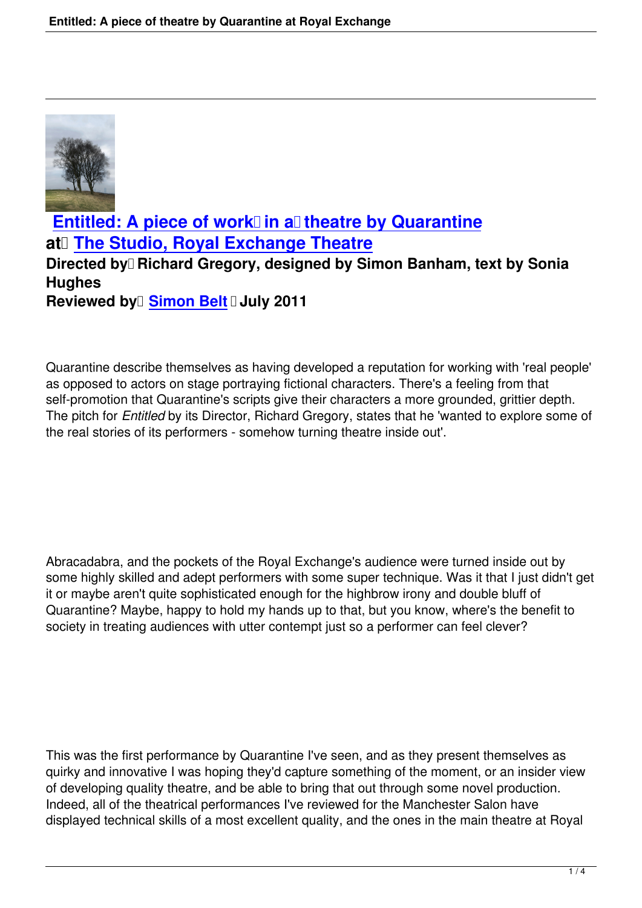## Entitled: A piece of work in a theatre by Quarantine

**at The Studio, Royal Exchange Theatre**

**Directed by Richard Gregory, designed by Simon Banham, text by Sonia Hughes**

**Reviewed by Simon Belt July 2011**

Quarantine describe themselves as having developed a reputation for working with 'real people' as opposed to actors on stage portraying fictional characters. There's a feeling from that self-promotion that Quarantine's scripts give their characters a more grounded, grittier depth. The pitch for *Entitled* by its Director, Richard Gregory, states that he 'wanted to explore some of the real stories of its performers - somehow turning theatre inside out'.

Abracadabra, and the pockets of the Royal Exchange's audience were turned inside out by some highly skilled and adept performers with some super technique. Was it that I just didn't get it or maybe aren't quite sophisticated enough for the highbrow irony and double bluff of Quarantine? Maybe, happy to hold my hands up to that, but you know, where's the benefit to society in treating audiences with utter contempt just so a performer can feel clever?

This was the first performance by Quarantine I've seen, and as they present themselves as quirky and innovative I was hoping they'd capture something of the moment, or an insider view of developing quality theatre, and be able to bring that out through some novel production. Indeed, all of the theatrical performances I've reviewed for the Manchester Salon have displayed technical skills of a most excellent quality, and the ones in the main theatre at Royal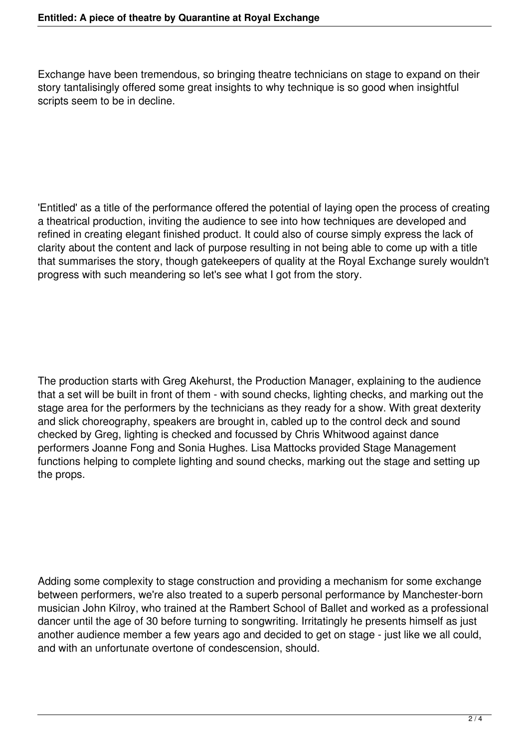Exchange have been tremendous, so bringing theatre technicians on stage to expand on their story tantalisingly offered some great insights to why technique is so good when insightful scripts seem to be in decline.

'Entitled' as a title of the performance offered the potential of laying open the process of creating a theatrical production, inviting the audience to see into how techniques are developed and refined in creating elegant finished product. It could also of course simply express the lack of clarity about the content and lack of purpose resulting in not being able to come up with a title that summarises the story, though gatekeepers of quality at the Royal Exchange surely wouldn't progress with such meandering so let's see what I got from the story.

The production starts with Greg Akehurst, the Production Manager, explaining to the audience that a set will be built in front of them - with sound checks, lighting checks, and marking out the stage area for the performers by the technicians as they ready for a show. With great dexterity and slick choreography, speakers are brought in, cabled up to the control deck and sound checked by Greg, lighting is checked and focussed by Chris Whitwood against dance performers Joanne Fong and Sonia Hughes. Lisa Mattocks provided Stage Management functions helping to complete lighting and sound checks, marking out the stage and setting up the props.

Adding some complexity to stage construction and providing a mechanism for some exchange between performers, we're also treated to a superb personal performance by Manchester-born musician John Kilroy, who trained at the Rambert School of Ballet and worked as a professional dancer until the age of 30 before turning to songwriting. Irritatingly he presents himself as just another audience member a few years ago and decided to get on stage - just like we all could, and with an unfortunate overtone of condescension, should.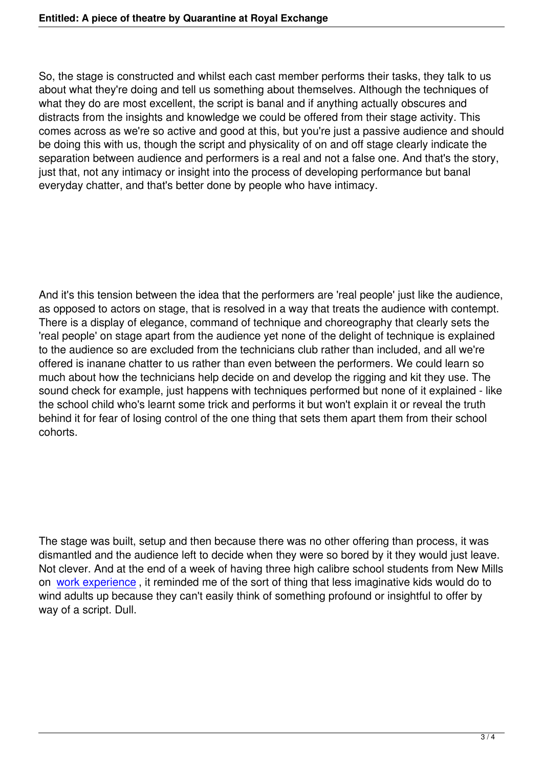So, the stage is constructed and whilst each cast member performs their tasks, they talk to us about what they're doing and tell us something about themselves. Although the techniques of what they do are most excellent, the script is banal and if anything actually obscures and distracts from the insights and knowledge we could be offered from their stage activity. This comes across as we're so active and good at this, but you're just a passive audience and should be doing this with us, though the script and physicality of on and off stage clearly indicate the separation between audience and performers is a real and not a false one. And that's the story, just that, not any intimacy or insight into the process of developing performance but banal everyday chatter, and that's better done by people who have intimacy.

And it's this tension between the idea that the performers are 'real people' just like the audience, as opposed to actors on stage, that is resolved in a way that treats the audience with contempt. There is a display of elegance, command of technique and choreography that clearly sets the 'real people' on stage apart from the audience yet none of the delight of technique is explained to the audience so are excluded from the technicians club rather than included, and all we're offered is inanane chatter to us rather than even between the performers. We could learn so much about how the technicians help decide on and develop the rigging and kit they use. The sound check for example, just happens with techniques performed but none of it explained - like the school child who's learnt some trick and performs it but won't explain it or reveal the truth behind it for fear of losing control of the one thing that sets them apart them from their school cohorts.

The stage was built, setup and then because there was no other offering than process, it was dismantled and the audience left to decide when they were so bored by it they would just leave. Not clever. And at the end of a week of having three high calibre school students from New Mills on work experience , it reminded me of the sort of thing that less imaginative kids would do to wind adults up because they can't easily think of something profound or insightful to offer by way of a script. Dull.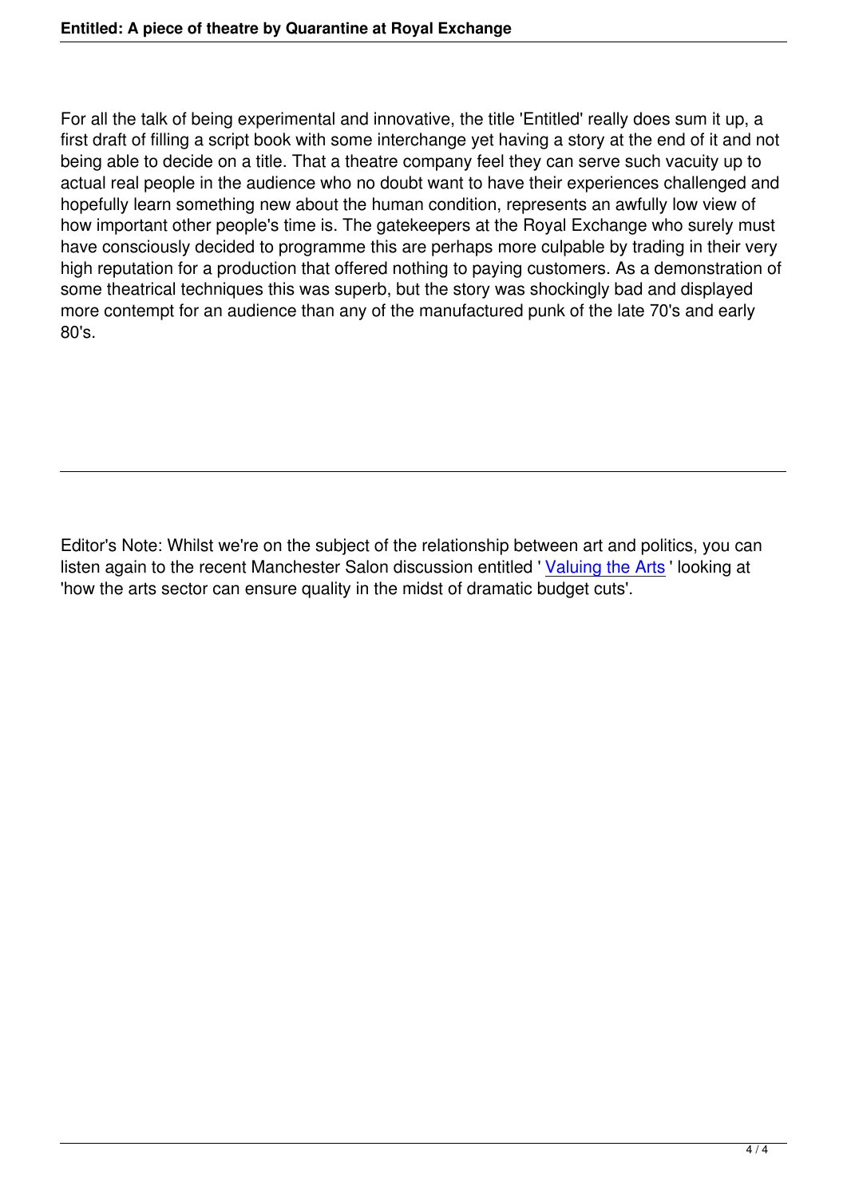For all the talk of being experimental and innovative, the title 'Entitled' really does sum it up, a first draft of filling a script book with some interchange yet having a story at the end of it and not being able to decide on a title. That a theatre company feel they can serve such vacuity up to actual real people in the audience who no doubt want to have their experiences challenged and hopefully learn something new about the human condition, represents an awfully low view of how important other people's time is. The gatekeepers at the Royal Exchange who surely must have consciously decided to programme this are perhaps more culpable by trading in their very high reputation for a production that offered nothing to paying customers. As a demonstration of some theatrical techniques this was superb, but the story was shockingly bad and displayed more contempt for an audience than any of the manufactured punk of the late 70's and early 80's.

---

Editor's Note: Whilst we're on the subject of the relationship between art and politics, you can listen again to the recent Manchester Salon discussion entitled ' Valuing the Arts ' looking at 'how the arts sector can ensure quality in the midst of dramatic budget cuts'.